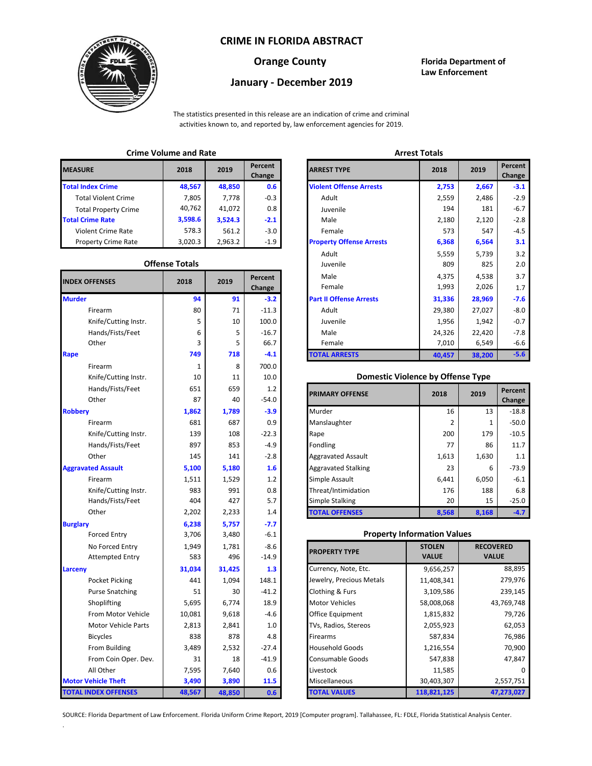# CRIME IN FLORIDA ABSTRACT

## Orange County

## January - December 2019

**Florida Department of Law Enforcement**

The statistics presented in this release are an indication of crime and criminal activities known to, and reported by, law enforcement agencies for 2019.

### Crime Volume and Rate

| MEASURE | 2018 | 2019 | Percent Change |
|---|---|---|---|
| **Total Index Crime** | **48,567** | **48,850** | **0.6** |
| Total Violent Crime | 7,805 | 7,778 | -0.3 |
| Total Property Crime | 40,762 | 41,072 | 0.8 |
| **Total Crime Rate** | **3,598.6** | **3,524.3** | **-2.1** |
| Violent Crime Rate | 578.3 | 561.2 | -3.0 |
| Property Crime Rate | 3,020.3 | 2,963.2 | -1.9 |

### Offense Totals

| INDEX OFFENSES | 2018 | 2019 | Percent Change |
|---|---|---|---|
| **Murder** | **94** | **91** | **-3.2** |
| Firearm | 80 | 71 | -11.3 |
| Knife/Cutting Instr. | 5 | 10 | 100.0 |
| Hands/Fists/Feet | 6 | 5 | -16.7 |
| Other | 3 | 5 | 66.7 |
| **Rape** | **749** | **718** | **-4.1** |
| Firearm | 1 | 8 | 700.0 |
| Knife/Cutting Instr. | 10 | 11 | 10.0 |
| Hands/Fists/Feet | 651 | 659 | 1.2 |
| Other | 87 | 40 | -54.0 |
| **Robbery** | **1,862** | **1,789** | **-3.9** |
| Firearm | 681 | 687 | 0.9 |
| Knife/Cutting Instr. | 139 | 108 | -22.3 |
| Hands/Fists/Feet | 897 | 853 | -4.9 |
| Other | 145 | 141 | -2.8 |
| **Aggravated Assault** | **5,100** | **5,180** | **1.6** |
| Firearm | 1,511 | 1,529 | 1.2 |
| Knife/Cutting Instr. | 983 | 991 | 0.8 |
| Hands/Fists/Feet | 404 | 427 | 5.7 |
| Other | 2,202 | 2,233 | 1.4 |
| **Burglary** | **6,238** | **5,757** | **-7.7** |
| Forced Entry | 3,706 | 3,480 | -6.1 |
| No Forced Entry | 1,949 | 1,781 | -8.6 |
| Attempted Entry | 583 | 496 | -14.9 |
| **Larceny** | **31,034** | **31,425** | **1.3** |
| Pocket Picking | 441 | 1,094 | 148.1 |
| Purse Snatching | 51 | 30 | -41.2 |
| Shoplifting | 5,695 | 6,774 | 18.9 |
| From Motor Vehicle | 10,081 | 9,618 | -4.6 |
| Motor Vehicle Parts | 2,813 | 2,841 | 1.0 |
| Bicycles | 838 | 878 | 4.8 |
| From Building | 3,489 | 2,532 | -27.4 |
| From Coin Oper. Dev. | 31 | 18 | -41.9 |
| All Other | 7,595 | 7,640 | 0.6 |
| **Motor Vehicle Theft** | **3,490** | **3,890** | **11.5** |
| **TOTAL INDEX OFFENSES** | **48,567** | **48,850** | **0.6** |

### Arrest Totals

| ARREST TYPE | 2018 | 2019 | Percent Change |
|---|---|---|---|
| **Violent Offense Arrests** | **2,753** | **2,667** | **-3.1** |
| Adult | 2,559 | 2,486 | -2.9 |
| Juvenile | 194 | 181 | -6.7 |
| Male | 2,180 | 2,120 | -2.8 |
| Female | 573 | 547 | -4.5 |
| **Property Offense Arrests** | **6,368** | **6,564** | **3.1** |
| Adult | 5,559 | 5,739 | 3.2 |
| Juvenile | 809 | 825 | 2.0 |
| Male | 4,375 | 4,538 | 3.7 |
| Female | 1,993 | 2,026 | 1.7 |
| **Part II Offense Arrests** | **31,336** | **28,969** | **-7.6** |
| Adult | 29,380 | 27,027 | -8.0 |
| Juvenile | 1,956 | 1,942 | -0.7 |
| Male | 24,326 | 22,420 | -7.8 |
| Female | 7,010 | 6,549 | -6.6 |
| **TOTAL ARRESTS** | **40,457** | **38,200** | **-5.6** |

### Domestic Violence by Offense Type

| PRIMARY OFFENSE | 2018 | 2019 | Percent Change |
|---|---|---|---|
| Murder | 16 | 13 | -18.8 |
| Manslaughter | 2 | 1 | -50.0 |
| Rape | 200 | 179 | -10.5 |
| Fondling | 77 | 86 | 11.7 |
| Aggravated Assault | 1,613 | 1,630 | 1.1 |
| Aggravated Stalking | 23 | 6 | -73.9 |
| Simple Assault | 6,441 | 6,050 | -6.1 |
| Threat/Intimidation | 176 | 188 | 6.8 |
| Simple Stalking | 20 | 15 | -25.0 |
| **TOTAL OFFENSES** | **8,568** | **8,168** | **-4.7** |

### Property Information Values

| PROPERTY TYPE | STOLEN VALUE | RECOVERED VALUE |
|---|---|---|
| Currency, Note, Etc. | 9,656,257 | 88,895 |
| Jewelry, Precious Metals | 11,408,341 | 279,976 |
| Clothing & Furs | 3,109,586 | 239,145 |
| Motor Vehicles | 58,008,068 | 43,769,748 |
| Office Equipment | 1,815,832 | 79,726 |
| TVs, Radios, Stereos | 2,055,923 | 62,053 |
| Firearms | 587,834 | 76,986 |
| Household Goods | 1,216,554 | 70,900 |
| Consumable Goods | 547,838 | 47,847 |
| Livestock | 11,585 | 0 |
| Miscellaneous | 30,403,307 | 2,557,751 |
| **TOTAL VALUES** | **118,821,125** | **47,273,027** |

SOURCE: Florida Department of Law Enforcement. Florida Uniform Crime Report, 2019 [Computer program]. Tallahassee, FL: FDLE, Florida Statistical Analysis Center.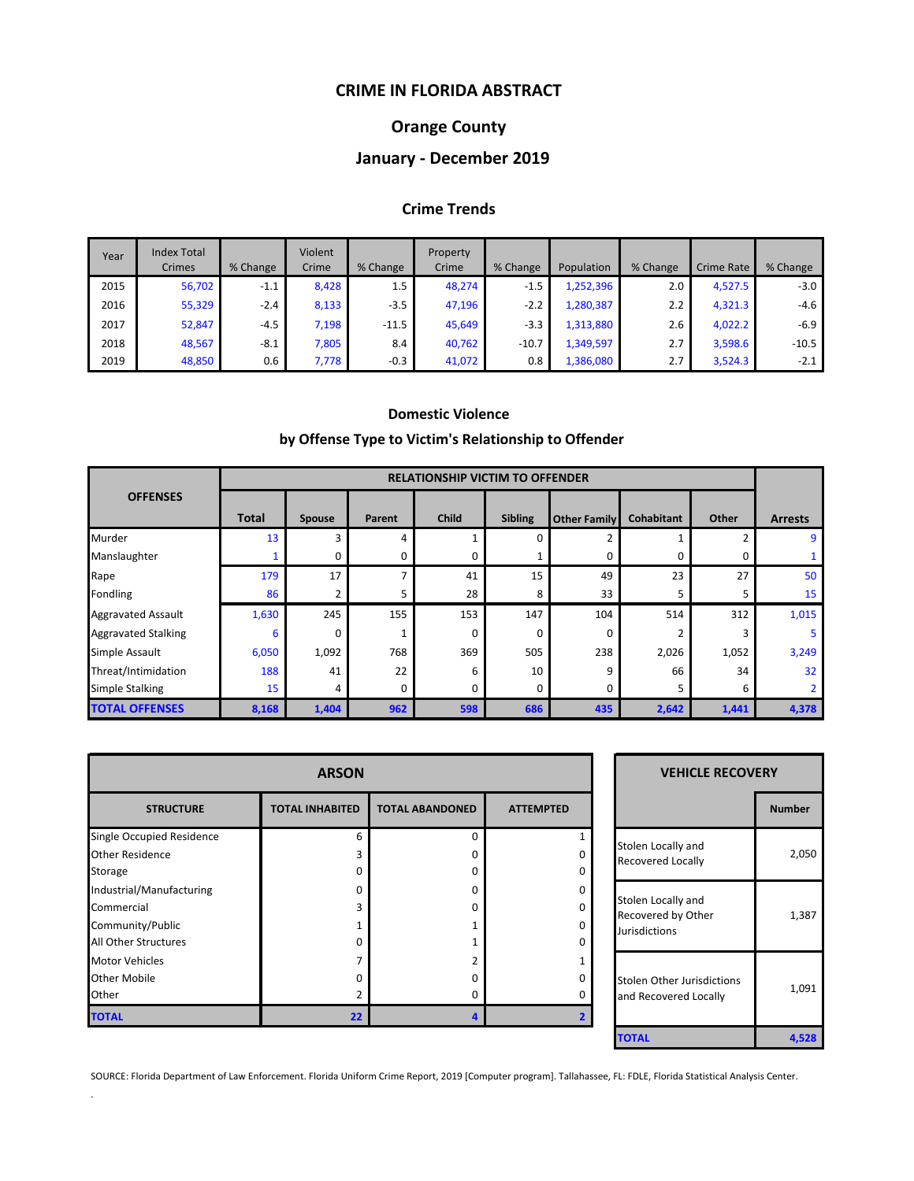# CRIME IN FLORIDA ABSTRACT

## Orange County

## January - December 2019

### Crime Trends

| Year | Index Total Crimes | % Change | Violent Crime | % Change | Property Crime | % Change | Population | % Change | Crime Rate | % Change |
|---|---|---|---|---|---|---|---|---|---|---|
| 2015 | 56,702 | -1.1 | 8,428 | 1.5 | 48,274 | -1.5 | 1,252,396 | 2.0 | 4,527.5 | -3.0 |
| 2016 | 55,329 | -2.4 | 8,133 | -3.5 | 47,196 | -2.2 | 1,280,387 | 2.2 | 4,321.3 | -4.6 |
| 2017 | 52,847 | -4.5 | 7,198 | -11.5 | 45,649 | -3.3 | 1,313,880 | 2.6 | 4,022.2 | -6.9 |
| 2018 | 48,567 | -8.1 | 7,805 | 8.4 | 40,762 | -10.7 | 1,349,597 | 2.7 | 3,598.6 | -10.5 |
| 2019 | 48,850 | 0.6 | 7,778 | -0.3 | 41,072 | 0.8 | 1,386,080 | 2.7 | 3,524.3 | -2.1 |

### Domestic Violence

### by Offense Type to Victim's Relationship to Offender

| OFFENSES | RELATIONSHIP VICTIM TO OFFENDER | | | | | | | | Arrests |
|---|---|---|---|---|---|---|---|---|---|
| | Total | Spouse | Parent | Child | Sibling | Other Family | Cohabitant | Other | |
| Murder | 13 | 3 | 4 | 1 | 0 | 2 | 1 | 2 | 9 |
| Manslaughter | 1 | 0 | 0 | 0 | 1 | 0 | 0 | 0 | 1 |
| Rape | 179 | 17 | 7 | 41 | 15 | 49 | 23 | 27 | 50 |
| Fondling | 86 | 2 | 5 | 28 | 8 | 33 | 5 | 5 | 15 |
| Aggravated Assault | 1,630 | 245 | 155 | 153 | 147 | 104 | 514 | 312 | 1,015 |
| Aggravated Stalking | 6 | 0 | 1 | 0 | 0 | 0 | 2 | 3 | 5 |
| Simple Assault | 6,050 | 1,092 | 768 | 369 | 505 | 238 | 2,026 | 1,052 | 3,249 |
| Threat/Intimidation | 188 | 41 | 22 | 6 | 10 | 9 | 66 | 34 | 32 |
| Simple Stalking | 15 | 4 | 0 | 0 | 0 | 0 | 5 | 6 | 2 |
| **TOTAL OFFENSES** | **8,168** | **1,404** | **962** | **598** | **686** | **435** | **2,642** | **1,441** | **4,378** |

### ARSON

| STRUCTURE | TOTAL INHABITED | TOTAL ABANDONED | ATTEMPTED |
|---|---|---|---|
| Single Occupied Residence | 6 | 0 | 1 |
| Other Residence | 3 | 0 | 0 |
| Storage | 0 | 0 | 0 |
| Industrial/Manufacturing | 0 | 0 | 0 |
| Commercial | 3 | 0 | 0 |
| Community/Public | 1 | 1 | 0 |
| All Other Structures | 0 | 1 | 0 |
| Motor Vehicles | 7 | 2 | 1 |
| Other Mobile | 0 | 0 | 0 |
| Other | 2 | 0 | 0 |
| **TOTAL** | **22** | **4** | **2** |

### VEHICLE RECOVERY

| | Number |
|---|---|
| Stolen Locally and Recovered Locally | 2,050 |
| Stolen Locally and Recovered by Other Jurisdictions | 1,387 |
| Stolen Other Jurisdictions and Recovered Locally | 1,091 |
| **TOTAL** | **4,528** |

SOURCE: Florida Department of Law Enforcement. Florida Uniform Crime Report, 2019 [Computer program]. Tallahassee, FL: FDLE, Florida Statistical Analysis Center.